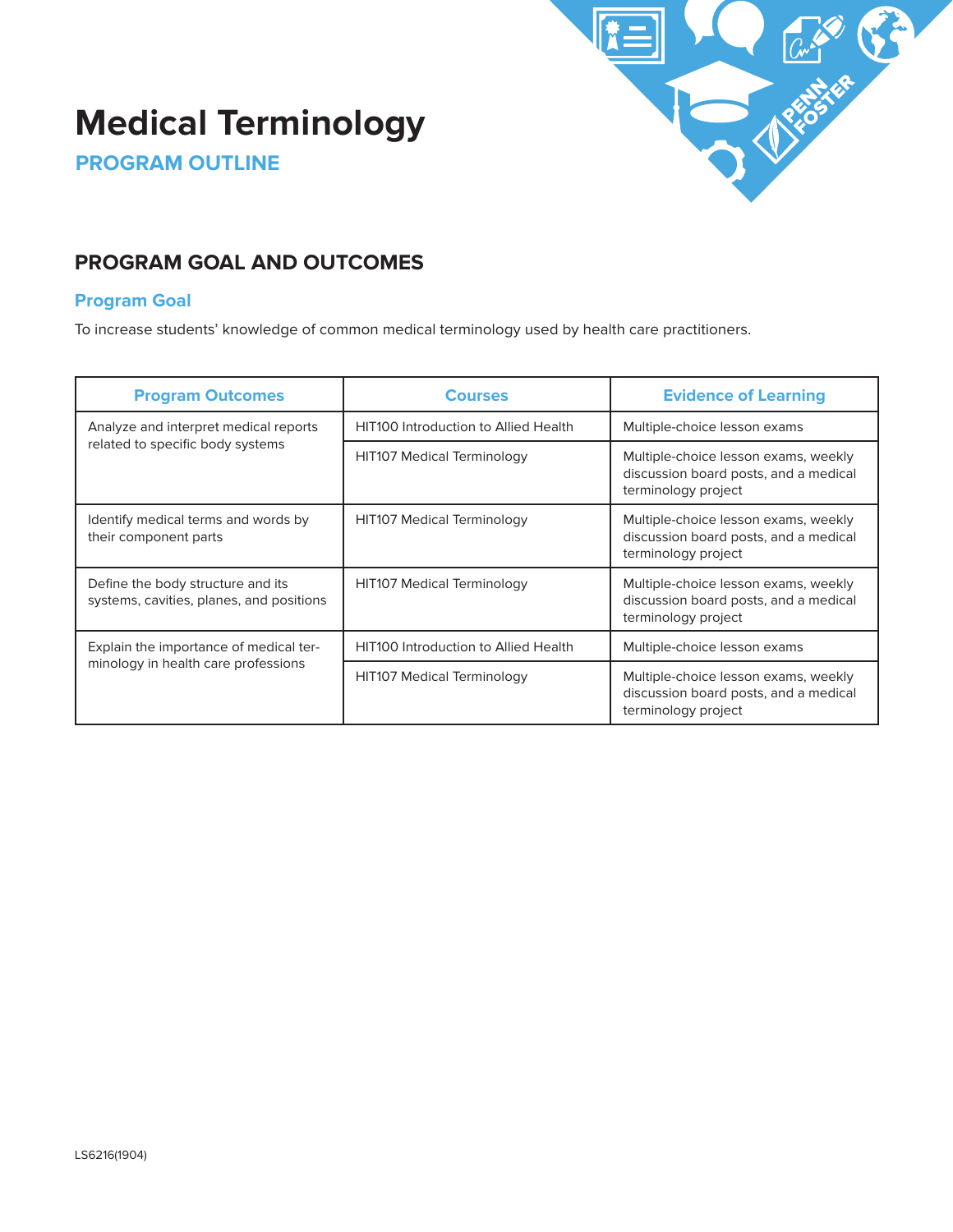# Medical Terminology

## PROGRAM OUTLINE

## PROGRAM GOAL AND OUTCOMES

### Program Goal

To increase students' knowledge of common medical terminology used by health care practitioners.

| Program Outcomes | Courses | Evidence of Learning |
|---|---|---|
| Analyze and interpret medical reports related to specific body systems | HIT100 Introduction to Allied Health | Multiple-choice lesson exams |
| | HIT107 Medical Terminology | Multiple-choice lesson exams, weekly discussion board posts, and a medical terminology project |
| Identify medical terms and words by their component parts | HIT107 Medical Terminology | Multiple-choice lesson exams, weekly discussion board posts, and a medical terminology project |
| Define the body structure and its systems, cavities, planes, and positions | HIT107 Medical Terminology | Multiple-choice lesson exams, weekly discussion board posts, and a medical terminology project |
| Explain the importance of medical terminology in health care professions | HIT100 Introduction to Allied Health | Multiple-choice lesson exams |
| | HIT107 Medical Terminology | Multiple-choice lesson exams, weekly discussion board posts, and a medical terminology project |

LS6216(1904)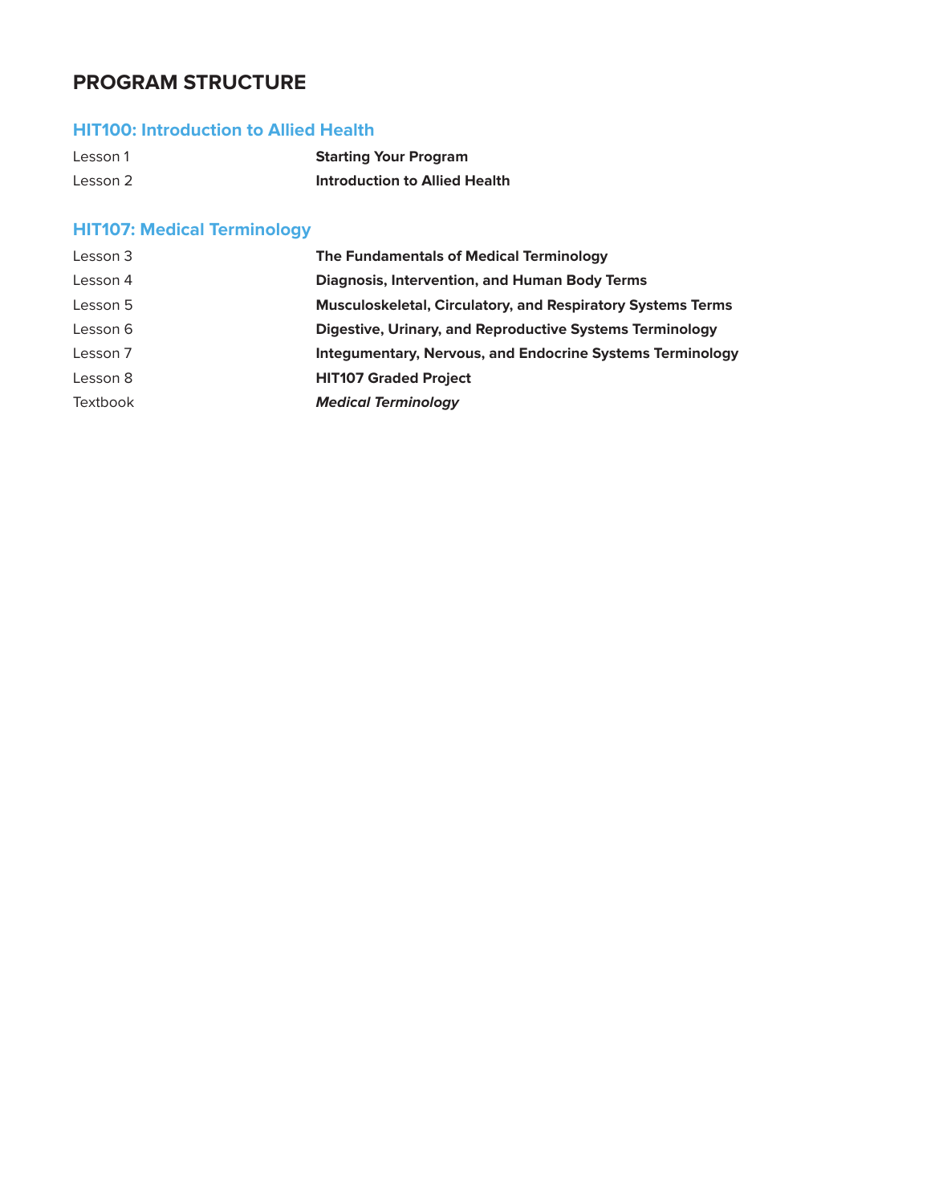# PROGRAM STRUCTURE

## HIT100: Introduction to Allied Health

| | |
|---|---|
| Lesson 1 | **Starting Your Program** |
| Lesson 2 | **Introduction to Allied Health** |

## HIT107: Medical Terminology

| | |
|---|---|
| Lesson 3 | **The Fundamentals of Medical Terminology** |
| Lesson 4 | **Diagnosis, Intervention, and Human Body Terms** |
| Lesson 5 | **Musculoskeletal, Circulatory, and Respiratory Systems Terms** |
| Lesson 6 | **Digestive, Urinary, and Reproductive Systems Terminology** |
| Lesson 7 | **Integumentary, Nervous, and Endocrine Systems Terminology** |
| Lesson 8 | **HIT107 Graded Project** |
| Textbook | ***Medical Terminology*** |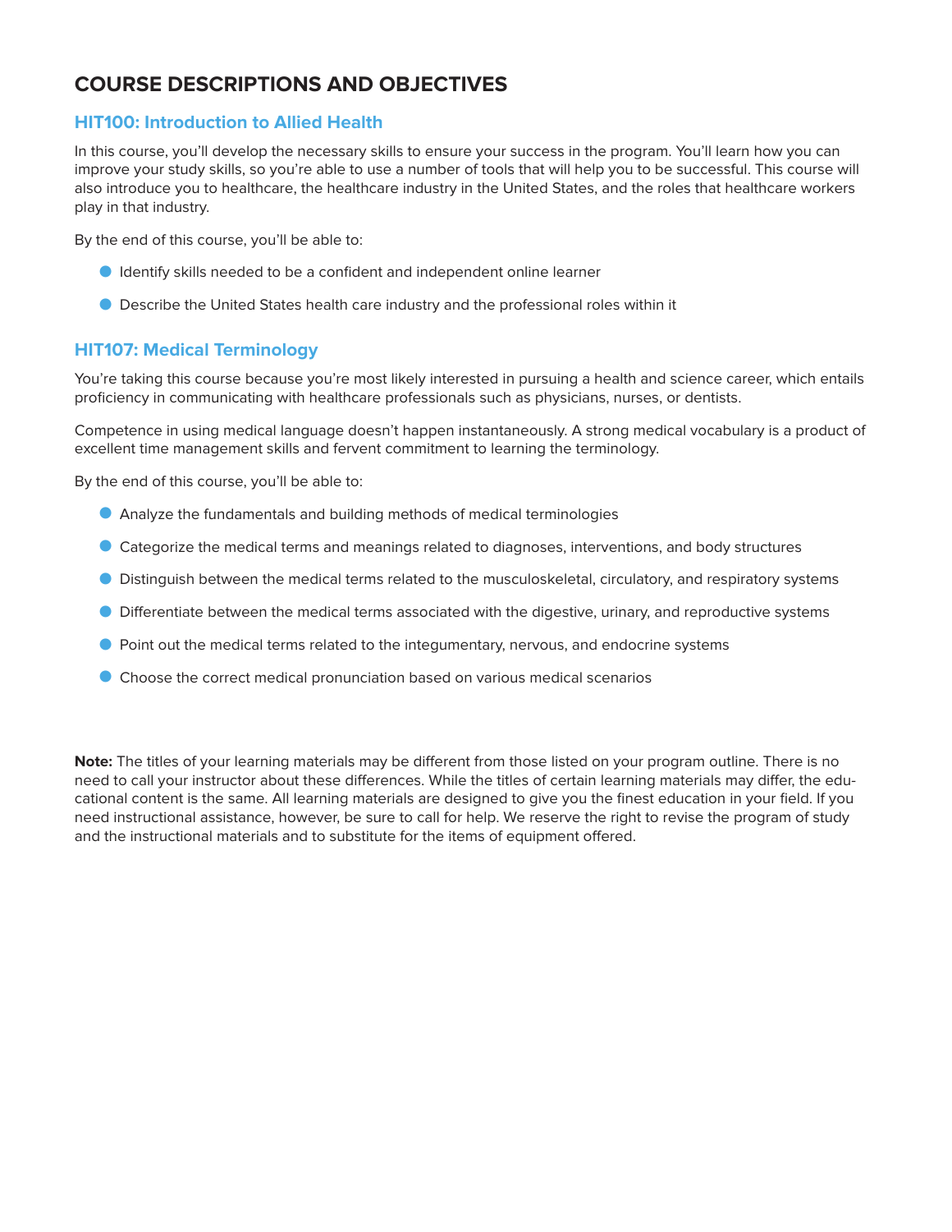# COURSE DESCRIPTIONS AND OBJECTIVES

## HIT100: Introduction to Allied Health

In this course, you'll develop the necessary skills to ensure your success in the program. You'll learn how you can improve your study skills, so you're able to use a number of tools that will help you to be successful. This course will also introduce you to healthcare, the healthcare industry in the United States, and the roles that healthcare workers play in that industry.

By the end of this course, you'll be able to:

- Identify skills needed to be a confident and independent online learner
- Describe the United States health care industry and the professional roles within it

## HIT107: Medical Terminology

You're taking this course because you're most likely interested in pursuing a health and science career, which entails proficiency in communicating with healthcare professionals such as physicians, nurses, or dentists.

Competence in using medical language doesn't happen instantaneously. A strong medical vocabulary is a product of excellent time management skills and fervent commitment to learning the terminology.

By the end of this course, you'll be able to:

- Analyze the fundamentals and building methods of medical terminologies
- Categorize the medical terms and meanings related to diagnoses, interventions, and body structures
- Distinguish between the medical terms related to the musculoskeletal, circulatory, and respiratory systems
- Differentiate between the medical terms associated with the digestive, urinary, and reproductive systems
- Point out the medical terms related to the integumentary, nervous, and endocrine systems
- Choose the correct medical pronunciation based on various medical scenarios

**Note:** The titles of your learning materials may be different from those listed on your program outline. There is no need to call your instructor about these differences. While the titles of certain learning materials may differ, the educational content is the same. All learning materials are designed to give you the finest education in your field. If you need instructional assistance, however, be sure to call for help. We reserve the right to revise the program of study and the instructional materials and to substitute for the items of equipment offered.